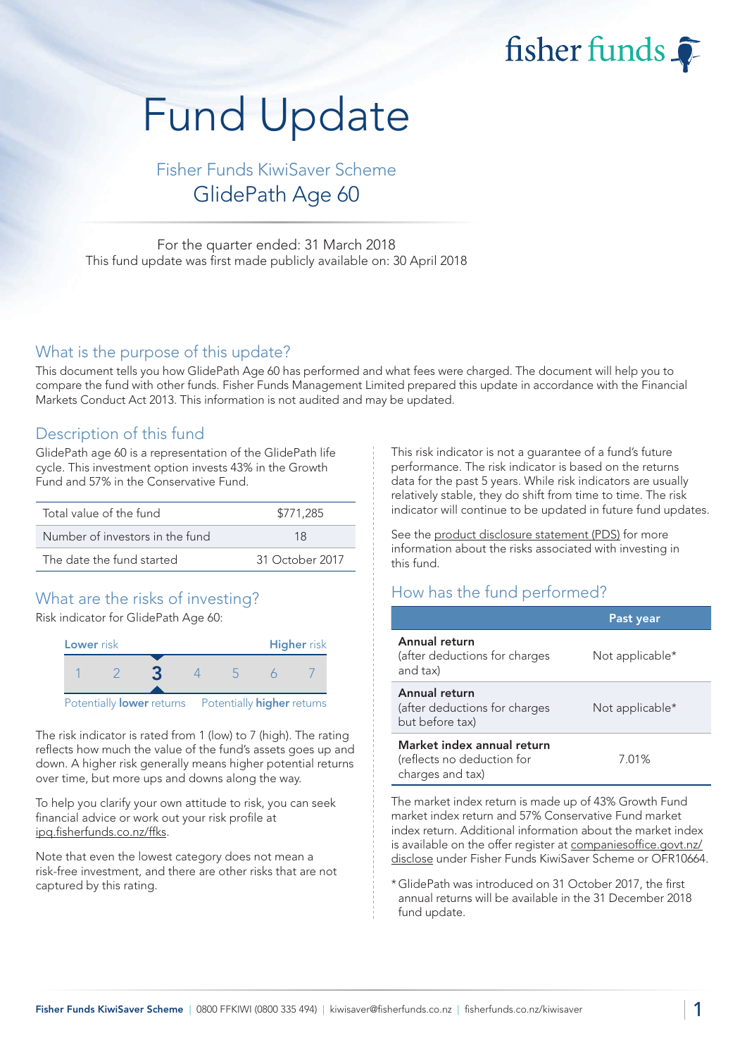fisher funds

# Fund Update

## Fisher Funds KiwiSaver Scheme

## GlidePath Age 60

For the quarter ended: 31 March 2018

This fund update was first made publicly available on: 30 April 2018

## What is the purpose of this update?

This document tells you how GlidePath Age 60 has performed and what fees were charged. The document will help you to compare the fund with other funds. Fisher Funds Management Limited prepared this update in accordance with the Financial Markets Conduct Act 2013. This information is not audited and may be updated.

## Description of this fund

GlidePath age 60 is a representation of the GlidePath life cycle. This investment option invests 43% in the Growth Fund and 57% in the Conservative Fund.

| | |
|---|---|
| Total value of the fund | $771,285 |
| Number of investors in the fund | 18 |
| The date the fund started | 31 October 2017 |

## What are the risks of investing?

Risk indicator for GlidePath Age 60:

| Lower risk | | | | | | Higher risk |
|---|---|---|---|---|---|---|
| 1 | 2 | **3** | 4 | 5 | 6 | 7 |

Potentially **lower** returns — Potentially **higher** returns

The risk indicator is rated from 1 (low) to 7 (high). The rating reflects how much the value of the fund's assets goes up and down. A higher risk generally means higher potential returns over time, but more ups and downs along the way.

To help you clarify your own attitude to risk, you can seek financial advice or work out your risk profile at ipq.fisherfunds.co.nz/ffks.

Note that even the lowest category does not mean a risk-free investment, and there are other risks that are not captured by this rating.

This risk indicator is not a guarantee of a fund's future performance. The risk indicator is based on the returns data for the past 5 years. While risk indicators are usually relatively stable, they do shift from time to time. The risk indicator will continue to be updated in future fund updates.

See the product disclosure statement (PDS) for more information about the risks associated with investing in this fund.

## How has the fund performed?

| | Past year |
|---|---|
| **Annual return** (after deductions for charges and tax) | Not applicable* |
| **Annual return** (after deductions for charges but before tax) | Not applicable* |
| **Market index annual return** (reflects no deduction for charges and tax) | 7.01% |

The market index return is made up of 43% Growth Fund market index return and 57% Conservative Fund market index return. Additional information about the market index is available on the offer register at companiesoffice.govt.nz/disclose under Fisher Funds KiwiSaver Scheme or OFR10664.

* GlidePath was introduced on 31 October 2017, the first annual returns will be available in the 31 December 2018 fund update.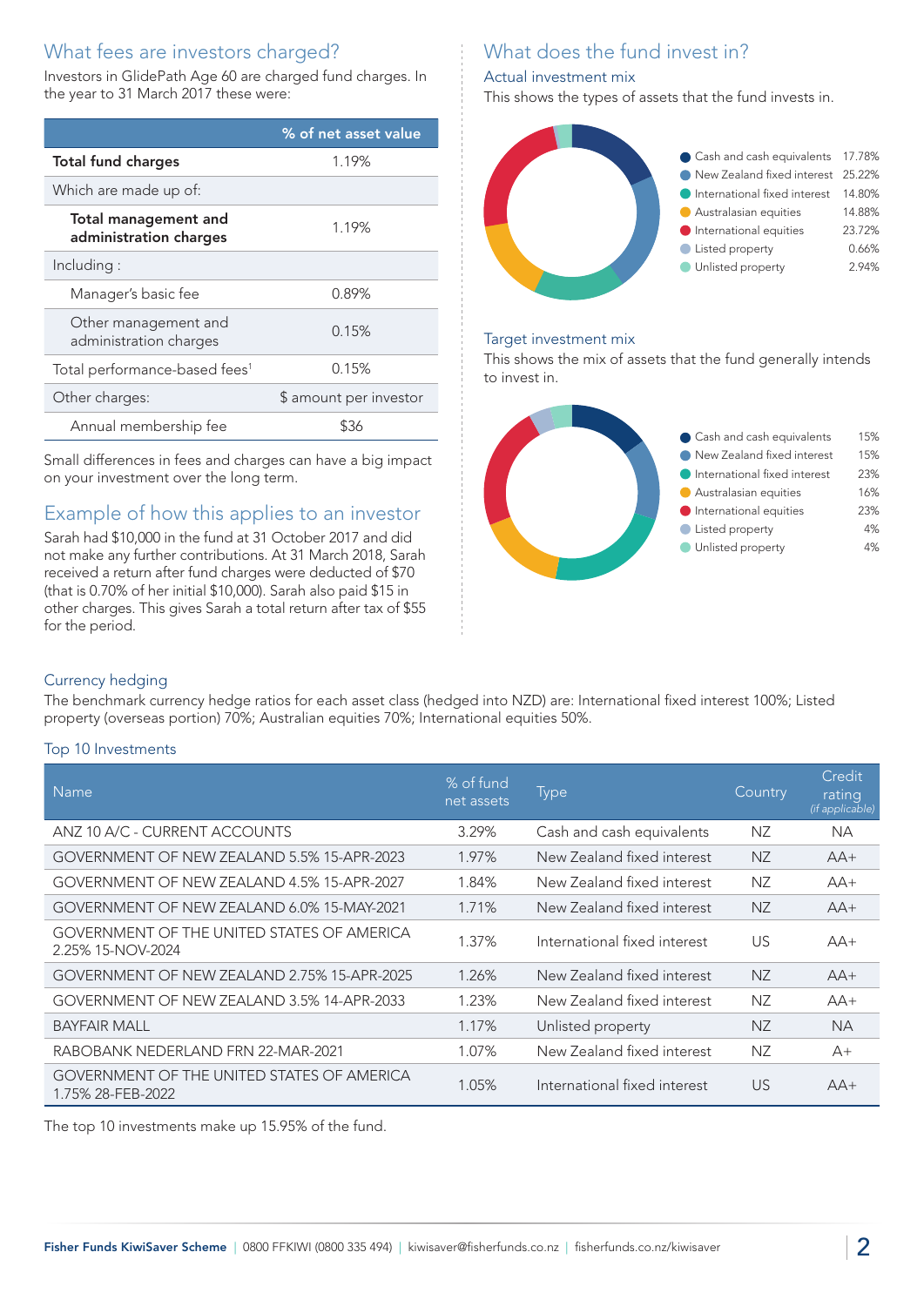## What fees are investors charged?

Investors in GlidePath Age 60 are charged fund charges. In the year to 31 March 2017 these were:

| | % of net asset value |
|---|---|
| **Total fund charges** | 1.19% |
| Which are made up of: | |
| **Total management and administration charges** | 1.19% |
| Including : | |
| Manager's basic fee | 0.89% |
| Other management and administration charges | 0.15% |
| Total performance-based fees[1] | 0.15% |
| Other charges: | $ amount per investor |
| Annual membership fee | $36 |

Small differences in fees and charges can have a big impact on your investment over the long term.

## Example of how this applies to an investor

Sarah had $10,000 in the fund at 31 October 2017 and did not make any further contributions. At 31 March 2018, Sarah received a return after fund charges were deducted of $70 (that is 0.70% of her initial $10,000). Sarah also paid $15 in other charges. This gives Sarah a total return after tax of $55 for the period.

## What does the fund invest in?

### Actual investment mix

This shows the types of assets that the fund invests in.

| Asset | % |
|---|---|
| Cash and cash equivalents | 17.78% |
| New Zealand fixed interest | 25.22% |
| International fixed interest | 14.80% |
| Australasian equities | 14.88% |
| International equities | 23.72% |
| Listed property | 0.66% |
| Unlisted property | 2.94% |

### Target investment mix

This shows the mix of assets that the fund generally intends to invest in.

| Asset | % |
|---|---|
| Cash and cash equivalents | 15% |
| New Zealand fixed interest | 15% |
| International fixed interest | 23% |
| Australasian equities | 16% |
| International equities | 23% |
| Listed property | 4% |
| Unlisted property | 4% |

### Currency hedging

The benchmark currency hedge ratios for each asset class (hedged into NZD) are: International fixed interest 100%; Listed property (overseas portion) 70%; Australian equities 70%; International equities 50%.

### Top 10 Investments

| Name | % of fund net assets | Type | Country | Credit rating *(if applicable)* |
|---|---|---|---|---|
| ANZ 10 A/C - CURRENT ACCOUNTS | 3.29% | Cash and cash equivalents | NZ | NA |
| GOVERNMENT OF NEW ZEALAND 5.5% 15-APR-2023 | 1.97% | New Zealand fixed interest | NZ | AA+ |
| GOVERNMENT OF NEW ZEALAND 4.5% 15-APR-2027 | 1.84% | New Zealand fixed interest | NZ | AA+ |
| GOVERNMENT OF NEW ZEALAND 6.0% 15-MAY-2021 | 1.71% | New Zealand fixed interest | NZ | AA+ |
| GOVERNMENT OF THE UNITED STATES OF AMERICA 2.25% 15-NOV-2024 | 1.37% | International fixed interest | US | AA+ |
| GOVERNMENT OF NEW ZEALAND 2.75% 15-APR-2025 | 1.26% | New Zealand fixed interest | NZ | AA+ |
| GOVERNMENT OF NEW ZEALAND 3.5% 14-APR-2033 | 1.23% | New Zealand fixed interest | NZ | AA+ |
| BAYFAIR MALL | 1.17% | Unlisted property | NZ | NA |
| RABOBANK NEDERLAND FRN 22-MAR-2021 | 1.07% | New Zealand fixed interest | NZ | A+ |
| GOVERNMENT OF THE UNITED STATES OF AMERICA 1.75% 28-FEB-2022 | 1.05% | International fixed interest | US | AA+ |

The top 10 investments make up 15.95% of the fund.

**Fisher Funds KiwiSaver Scheme** | 0800 FFKIWI (0800 335 494) | kiwisaver@fisherfunds.co.nz | fisherfunds.co.nz/kiwisaver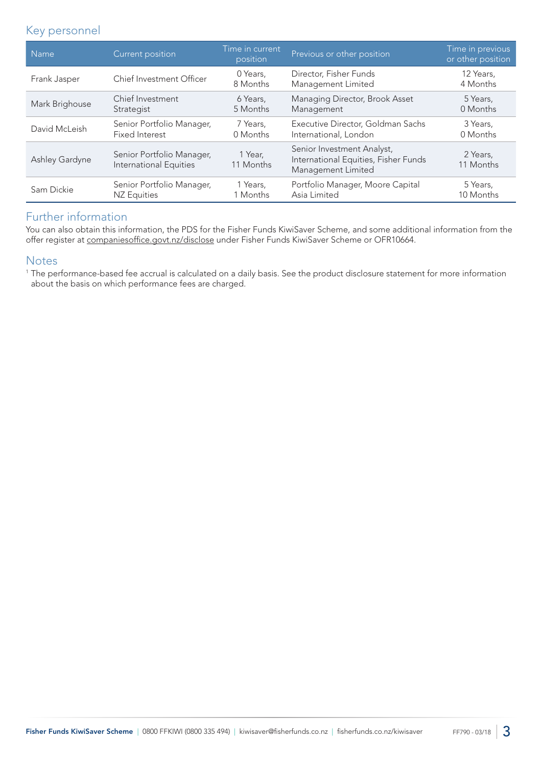## Key personnel

| Name | Current position | Time in current position | Previous or other position | Time in previous or other position |
|---|---|---|---|---|
| Frank Jasper | Chief Investment Officer | 0 Years, 8 Months | Director, Fisher Funds Management Limited | 12 Years, 4 Months |
| Mark Brighouse | Chief Investment Strategist | 6 Years, 5 Months | Managing Director, Brook Asset Management | 5 Years, 0 Months |
| David McLeish | Senior Portfolio Manager, Fixed Interest | 7 Years, 0 Months | Executive Director, Goldman Sachs International, London | 3 Years, 0 Months |
| Ashley Gardyne | Senior Portfolio Manager, International Equities | 1 Year, 11 Months | Senior Investment Analyst, International Equities, Fisher Funds Management Limited | 2 Years, 11 Months |
| Sam Dickie | Senior Portfolio Manager, NZ Equities | 1 Years, 1 Months | Portfolio Manager, Moore Capital Asia Limited | 5 Years, 10 Months |

## Further information

You can also obtain this information, the PDS for the Fisher Funds KiwiSaver Scheme, and some additional information from the offer register at companiesoffice.govt.nz/disclose under Fisher Funds KiwiSaver Scheme or OFR10664.

## Notes

[1] The performance-based fee accrual is calculated on a daily basis. See the product disclosure statement for more information about the basis on which performance fees are charged.